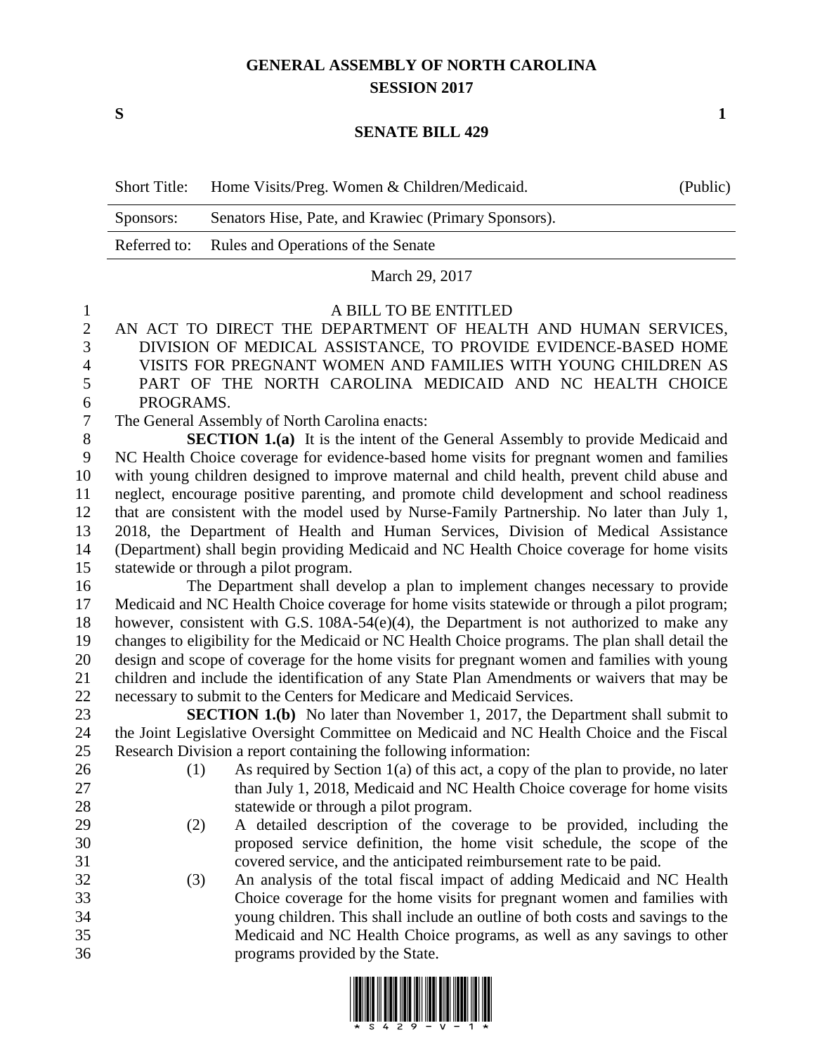# GENERAL ASSEMBLY OF NORTH CAROLINA
## SESSION 2017

**S** **1**

## SENATE BILL 429

| Short Title: | Home Visits/Preg. Women & Children/Medicaid. | (Public) |
|---|---|---|
| Sponsors: | Senators Hise, Pate, and Krawiec (Primary Sponsors). | |
| Referred to: | Rules and Operations of the Senate | |

March 29, 2017

A BILL TO BE ENTITLED

AN ACT TO DIRECT THE DEPARTMENT OF HEALTH AND HUMAN SERVICES, DIVISION OF MEDICAL ASSISTANCE, TO PROVIDE EVIDENCE-BASED HOME VISITS FOR PREGNANT WOMEN AND FAMILIES WITH YOUNG CHILDREN AS PART OF THE NORTH CAROLINA MEDICAID AND NC HEALTH CHOICE PROGRAMS.

The General Assembly of North Carolina enacts:

**SECTION 1.(a)** It is the intent of the General Assembly to provide Medicaid and NC Health Choice coverage for evidence-based home visits for pregnant women and families with young children designed to improve maternal and child health, prevent child abuse and neglect, encourage positive parenting, and promote child development and school readiness that are consistent with the model used by Nurse-Family Partnership. No later than July 1, 2018, the Department of Health and Human Services, Division of Medical Assistance (Department) shall begin providing Medicaid and NC Health Choice coverage for home visits statewide or through a pilot program.

The Department shall develop a plan to implement changes necessary to provide Medicaid and NC Health Choice coverage for home visits statewide or through a pilot program; however, consistent with G.S. 108A-54(e)(4), the Department is not authorized to make any changes to eligibility for the Medicaid or NC Health Choice programs. The plan shall detail the design and scope of coverage for the home visits for pregnant women and families with young children and include the identification of any State Plan Amendments or waivers that may be necessary to submit to the Centers for Medicare and Medicaid Services.

**SECTION 1.(b)** No later than November 1, 2017, the Department shall submit to the Joint Legislative Oversight Committee on Medicaid and NC Health Choice and the Fiscal Research Division a report containing the following information:

(1) As required by Section 1(a) of this act, a copy of the plan to provide, no later than July 1, 2018, Medicaid and NC Health Choice coverage for home visits statewide or through a pilot program.

(2) A detailed description of the coverage to be provided, including the proposed service definition, the home visit schedule, the scope of the covered service, and the anticipated reimbursement rate to be paid.

(3) An analysis of the total fiscal impact of adding Medicaid and NC Health Choice coverage for the home visits for pregnant women and families with young children. This shall include an outline of both costs and savings to the Medicaid and NC Health Choice programs, as well as any savings to other programs provided by the State.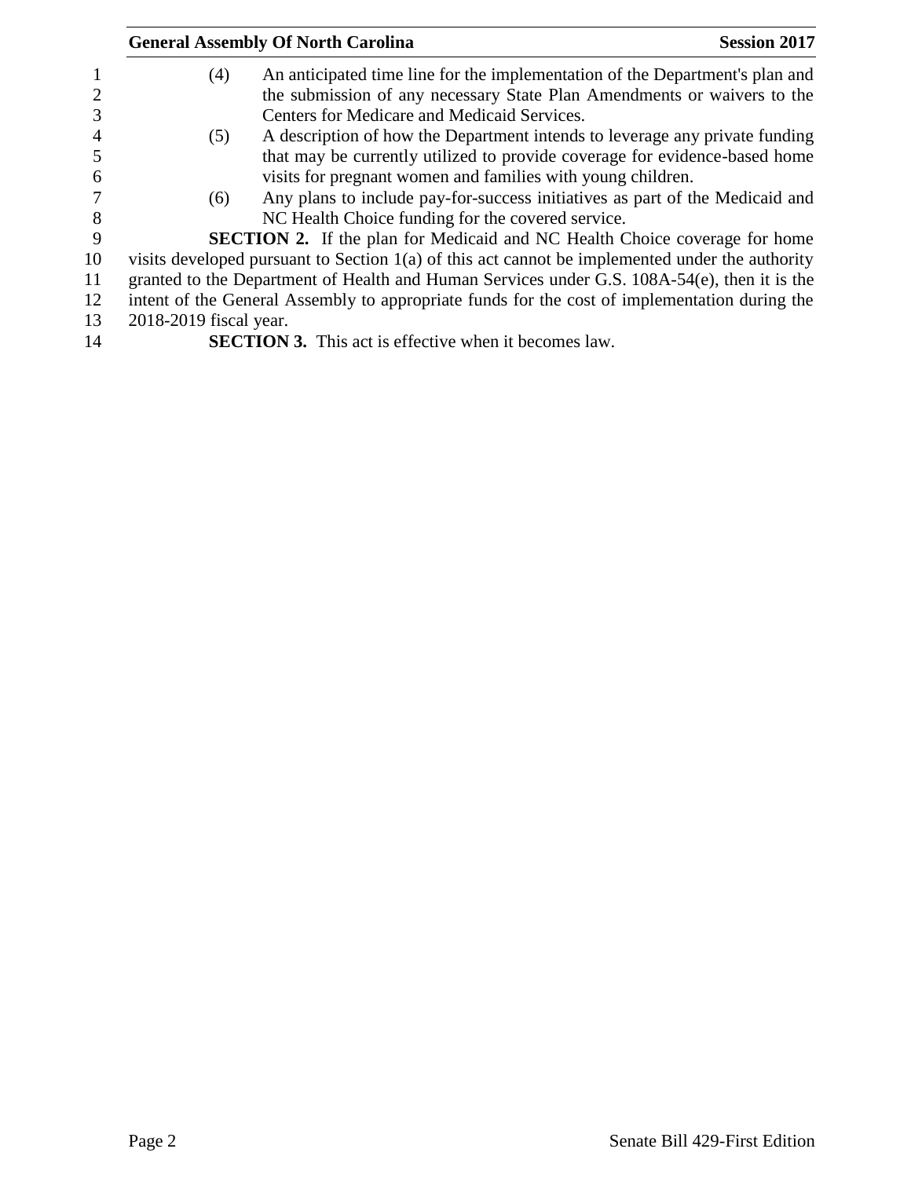(4) An anticipated time line for the implementation of the Department's plan and the submission of any necessary State Plan Amendments or waivers to the Centers for Medicare and Medicaid Services.

(5) A description of how the Department intends to leverage any private funding that may be currently utilized to provide coverage for evidence-based home visits for pregnant women and families with young children.

(6) Any plans to include pay-for-success initiatives as part of the Medicaid and NC Health Choice funding for the covered service.

**SECTION 2.** If the plan for Medicaid and NC Health Choice coverage for home visits developed pursuant to Section 1(a) of this act cannot be implemented under the authority granted to the Department of Health and Human Services under G.S. 108A-54(e), then it is the intent of the General Assembly to appropriate funds for the cost of implementation during the 2018-2019 fiscal year.

**SECTION 3.** This act is effective when it becomes law.